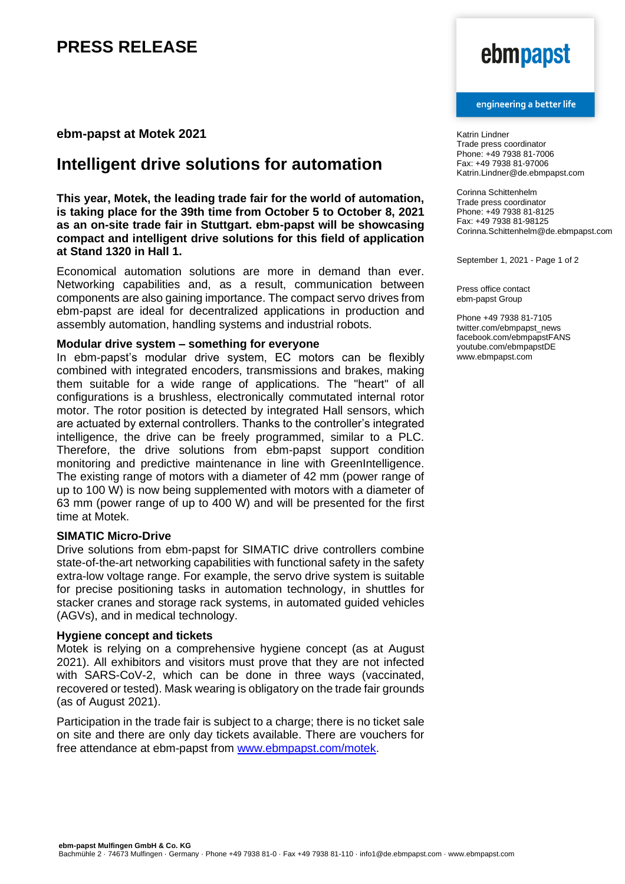# PRESS RELEASE

ebmpapst

engineering a better life

Katrin Lindner
Trade press coordinator
Phone: +49 7938 81-7006
Fax: +49 7938 81-97006
Katrin.Lindner@de.ebmpapst.com

Corinna Schittenhelm
Trade press coordinator
Phone: +49 7938 81-8125
Fax: +49 7938 81-98125
Corinna.Schittenhelm@de.ebmpapst.com

September 1, 2021

Press office contact
ebm-papst Group

Phone +49 7938 81-7105
twitter.com/ebmpapst_news
facebook.com/ebmpapstFANS
youtube.com/ebmpapstDE
www.ebmpapst.com

**ebm-papst at Motek 2021**

## Intelligent drive solutions for automation

**This year, Motek, the leading trade fair for the world of automation, is taking place for the 39th time from October 5 to October 8, 2021 as an on-site trade fair in Stuttgart. ebm-papst will be showcasing compact and intelligent drive solutions for this field of application at Stand 1320 in Hall 1.**

Economical automation solutions are more in demand than ever. Networking capabilities and, as a result, communication between components are also gaining importance. The compact servo drives from ebm-papst are ideal for decentralized applications in production and assembly automation, handling systems and industrial robots.

### Modular drive system – something for everyone

In ebm-papst's modular drive system, EC motors can be flexibly combined with integrated encoders, transmissions and brakes, making them suitable for a wide range of applications. The "heart" of all configurations is a brushless, electronically commutated internal rotor motor. The rotor position is detected by integrated Hall sensors, which are actuated by external controllers. Thanks to the controller's integrated intelligence, the drive can be freely programmed, similar to a PLC. Therefore, the drive solutions from ebm-papst support condition monitoring and predictive maintenance in line with GreenIntelligence. The existing range of motors with a diameter of 42 mm (power range of up to 100 W) is now being supplemented with motors with a diameter of 63 mm (power range of up to 400 W) and will be presented for the first time at Motek.

### SIMATIC Micro-Drive

Drive solutions from ebm-papst for SIMATIC drive controllers combine state-of-the-art networking capabilities with functional safety in the safety extra-low voltage range. For example, the servo drive system is suitable for precise positioning tasks in automation technology, in shuttles for stacker cranes and storage rack systems, in automated guided vehicles (AGVs), and in medical technology.

### Hygiene concept and tickets

Motek is relying on a comprehensive hygiene concept (as at August 2021). All exhibitors and visitors must prove that they are not infected with SARS-CoV-2, which can be done in three ways (vaccinated, recovered or tested). Mask wearing is obligatory on the trade fair grounds (as of August 2021).

Participation in the trade fair is subject to a charge; there is no ticket sale on site and there are only day tickets available. There are vouchers for free attendance at ebm-papst from www.ebmpapst.com/motek.

**ebm-papst Mulfingen GmbH & Co. KG**
Bachmühle 2 · 74673 Mulfingen · Germany · Phone +49 7938 81-0 · Fax +49 7938 81-110 · info1@de.ebmpapst.com · www.ebmpapst.com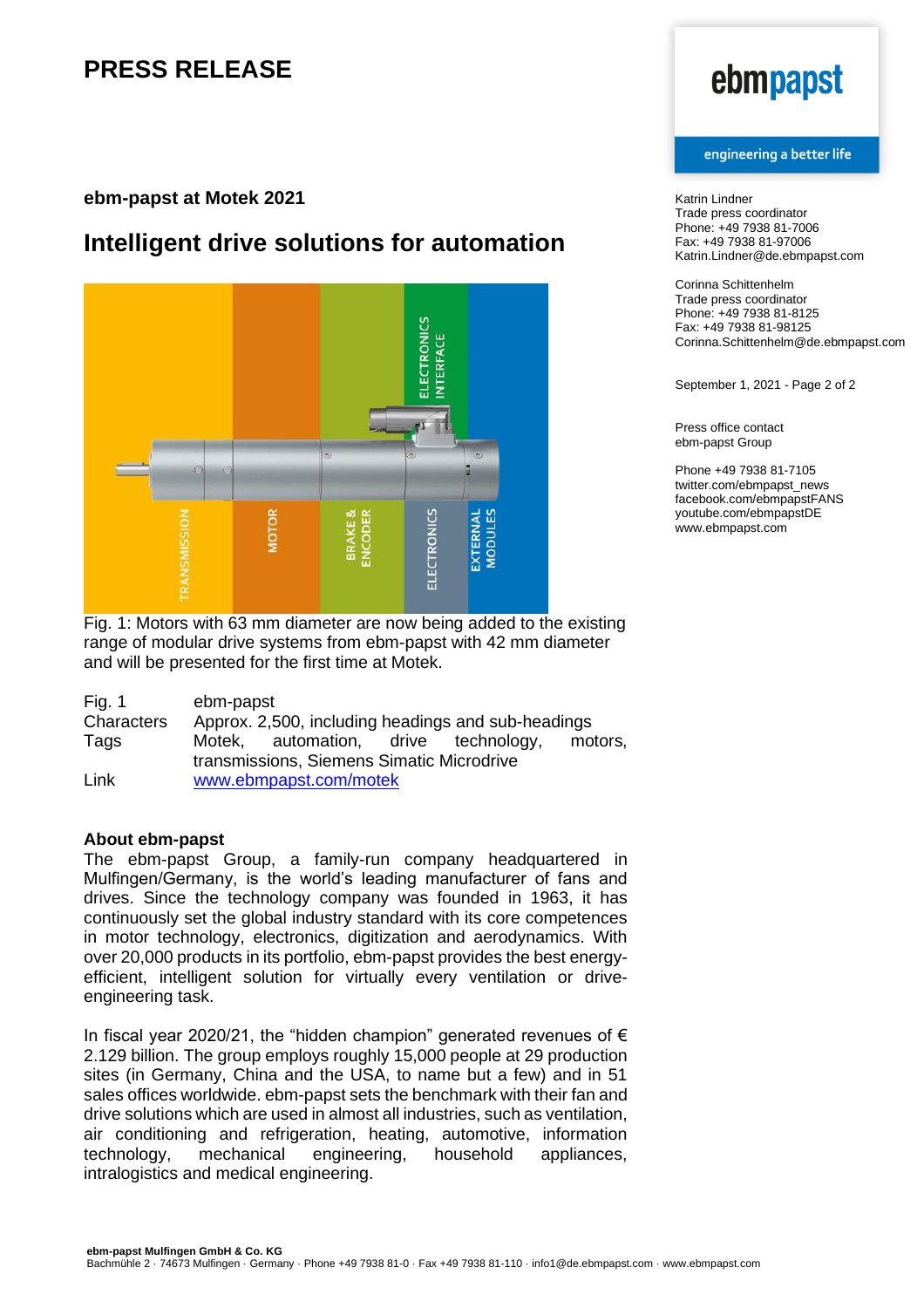# PRESS RELEASE

**ebm-papst at Motek 2021**

## Intelligent drive solutions for automation

TRANSMISSION
MOTOR
BRAKE & ENCODER
ELECTRONICS INTERFACE
ELECTRONICS
EXTERNAL MODULES

Fig. 1: Motors with 63 mm diameter are now being added to the existing range of modular drive systems from ebm-papst with 42 mm diameter and will be presented for the first time at Motek.

| | |
|---|---|
| Fig. 1 | ebm-papst |
| Characters | Approx. 2,500, including headings and sub-headings |
| Tags | Motek, automation, drive technology, motors, transmissions, Siemens Simatic Microdrive |
| Link | [www.ebmpapst.com/motek](www.ebmpapst.com/motek) |

**About ebm-papst**

The ebm-papst Group, a family-run company headquartered in Mulfingen/Germany, is the world's leading manufacturer of fans and drives. Since the technology company was founded in 1963, it has continuously set the global industry standard with its core competences in motor technology, electronics, digitization and aerodynamics. With over 20,000 products in its portfolio, ebm-papst provides the best energy-efficient, intelligent solution for virtually every ventilation or drive-engineering task.

In fiscal year 2020/21, the "hidden champion" generated revenues of € 2.129 billion. The group employs roughly 15,000 people at 29 production sites (in Germany, China and the USA, to name but a few) and in 51 sales offices worldwide. ebm-papst sets the benchmark with their fan and drive solutions which are used in almost all industries, such as ventilation, air conditioning and refrigeration, heating, automotive, information technology, mechanical engineering, household appliances, intralogistics and medical engineering.

ebmpapst
engineering a better life

Katrin Lindner
Trade press coordinator
Phone: +49 7938 81-7006
Fax: +49 7938 81-97006
Katrin.Lindner@de.ebmpapst.com

Corinna Schittenhelm
Trade press coordinator
Phone: +49 7938 81-8125
Fax: +49 7938 81-98125
Corinna.Schittenhelm@de.ebmpapst.com

September 1, 2021

Press office contact
ebm-papst Group

Phone +49 7938 81-7105
twitter.com/ebmpapst_news
facebook.com/ebmpapstFANS
youtube.com/ebmpapstDE
www.ebmpapst.com

**ebm-papst Mulfingen GmbH & Co. KG**
Bachmühle 2 · 74673 Mulfingen · Germany · Phone +49 7938 81-0 · Fax +49 7938 81-110 · info1@de.ebmpapst.com · www.ebmpapst.com